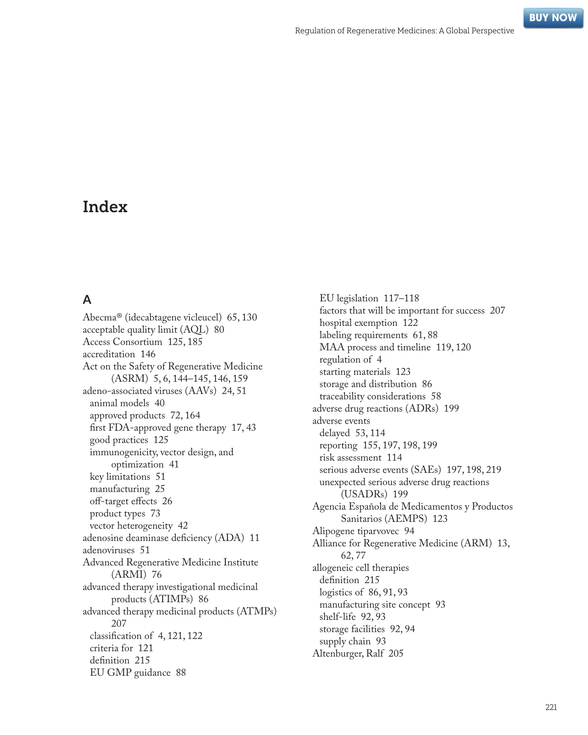# Index

## A

Abecma® (idecabtagene vicleucel) 65, 130
acceptable quality limit (AQL) 80
Access Consortium 125, 185
accreditation 146
Act on the Safety of Regenerative Medicine (ASRM) 5, 6, 144–145, 146, 159
adeno-associated viruses (AAVs) 24, 51
- animal models 40
- approved products 72, 164
- first FDA-approved gene therapy 17, 43
- good practices 125
- immunogenicity, vector design, and optimization 41
- key limitations 51
- manufacturing 25
- off-target effects 26
- product types 73
- vector heterogeneity 42

adenosine deaminase deficiency (ADA) 11
adenoviruses 51
Advanced Regenerative Medicine Institute (ARMI) 76
advanced therapy investigational medicinal products (ATIMPs) 86
advanced therapy medicinal products (ATMPs) 207
- classification of 4, 121, 122
- criteria for 121
- definition 215
- EU GMP guidance 88
- EU legislation 117–118
- factors that will be important for success 207
- hospital exemption 122
- labeling requirements 61, 88
- MAA process and timeline 119, 120
- regulation of 4
- starting materials 123
- storage and distribution 86
- traceability considerations 58

adverse drug reactions (ADRs) 199
adverse events
- delayed 53, 114
- reporting 155, 197, 198, 199
- risk assessment 114
- serious adverse events (SAEs) 197, 198, 219
- unexpected serious adverse drug reactions (USADRs) 199

Agencia Española de Medicamentos y Productos Sanitarios (AEMPS) 123
Alipogene tiparvovec 94
Alliance for Regenerative Medicine (ARM) 13, 62, 77
allogeneic cell therapies
- definition 215
- logistics of 86, 91, 93
- manufacturing site concept 93
- shelf-life 92, 93
- storage facilities 92, 94
- supply chain 93

Altenburger, Ralf 205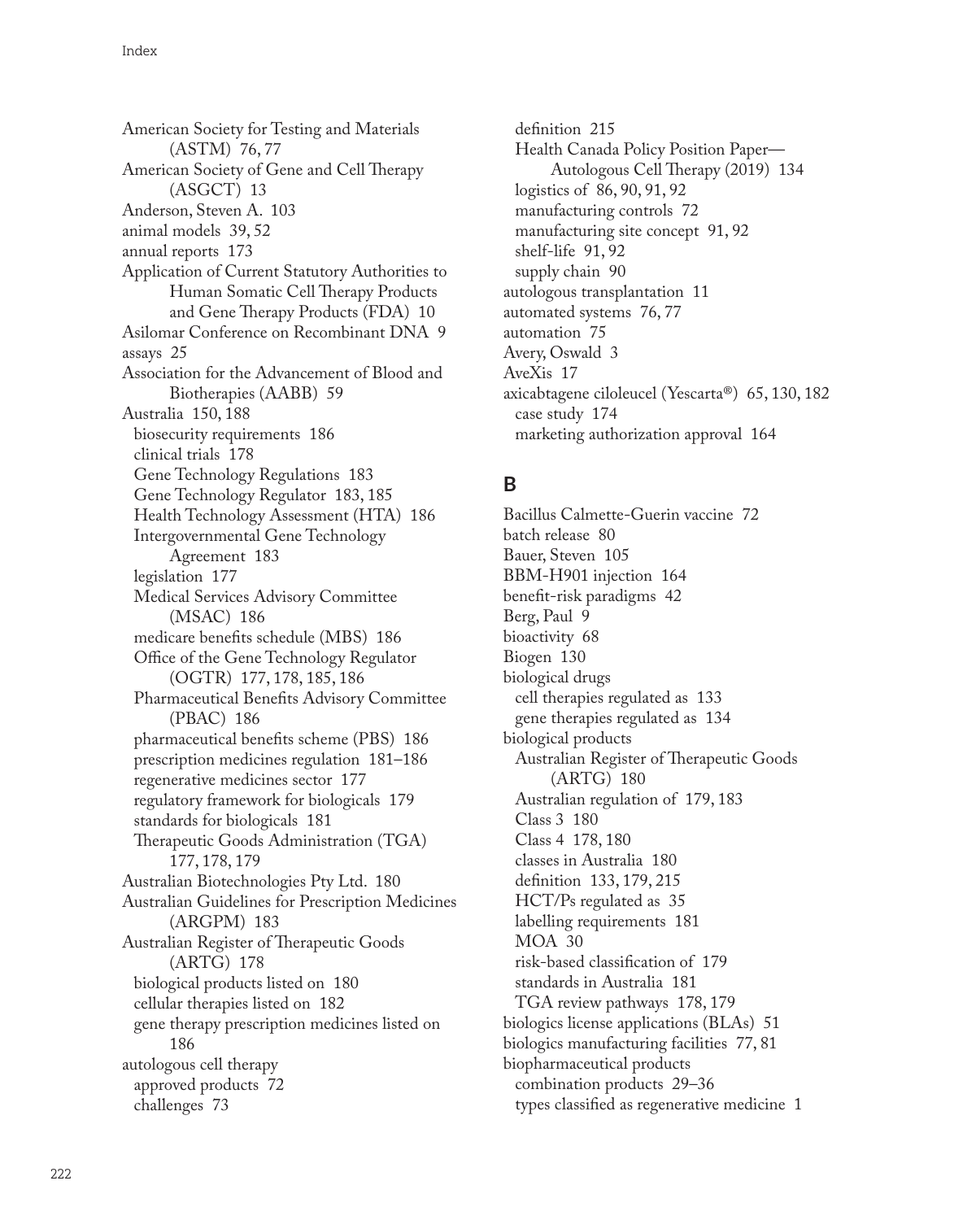American Society for Testing and Materials (ASTM) 76, 77
American Society of Gene and Cell Therapy (ASGCT) 13
Anderson, Steven A. 103
animal models 39, 52
annual reports 173
Application of Current Statutory Authorities to Human Somatic Cell Therapy Products and Gene Therapy Products (FDA) 10
Asilomar Conference on Recombinant DNA 9
assays 25
Association for the Advancement of Blood and Biotherapies (AABB) 59
Australia 150, 188
- biosecurity requirements 186
- clinical trials 178
- Gene Technology Regulations 183
- Gene Technology Regulator 183, 185
- Health Technology Assessment (HTA) 186
- Intergovernmental Gene Technology Agreement 183
- legislation 177
- Medical Services Advisory Committee (MSAC) 186
- medicare benefits schedule (MBS) 186
- Office of the Gene Technology Regulator (OGTR) 177, 178, 185, 186
- Pharmaceutical Benefits Advisory Committee (PBAC) 186
- pharmaceutical benefits scheme (PBS) 186
- prescription medicines regulation 181–186
- regenerative medicines sector 177
- regulatory framework for biologicals 179
- standards for biologicals 181
- Therapeutic Goods Administration (TGA) 177, 178, 179

Australian Biotechnologies Pty Ltd. 180
Australian Guidelines for Prescription Medicines (ARGPM) 183
Australian Register of Therapeutic Goods (ARTG) 178
- biological products listed on 180
- cellular therapies listed on 182
- gene therapy prescription medicines listed on 186

autologous cell therapy
- approved products 72
- challenges 73
- definition 215
- Health Canada Policy Position Paper—Autologous Cell Therapy (2019) 134
- logistics of 86, 90, 91, 92
- manufacturing controls 72
- manufacturing site concept 91, 92
- shelf-life 91, 92
- supply chain 90

autologous transplantation 11
automated systems 76, 77
automation 75
Avery, Oswald 3
AveXis 17
axicabtagene ciloleucel (Yescarta®) 65, 130, 182
- case study 174
- marketing authorization approval 164

## B

Bacillus Calmette-Guerin vaccine 72
batch release 80
Bauer, Steven 105
BBM-H901 injection 164
benefit-risk paradigms 42
Berg, Paul 9
bioactivity 68
Biogen 130
biological drugs
- cell therapies regulated as 133
- gene therapies regulated as 134

biological products
- Australian Register of Therapeutic Goods (ARTG) 180
- Australian regulation of 179, 183
- Class 3 180
- Class 4 178, 180
- classes in Australia 180
- definition 133, 179, 215
- HCT/Ps regulated as 35
- labelling requirements 181
- MOA 30
- risk-based classification of 179
- standards in Australia 181
- TGA review pathways 178, 179

biologics license applications (BLAs) 51
biologics manufacturing facilities 77, 81
biopharmaceutical products
- combination products 29–36
- types classified as regenerative medicine 1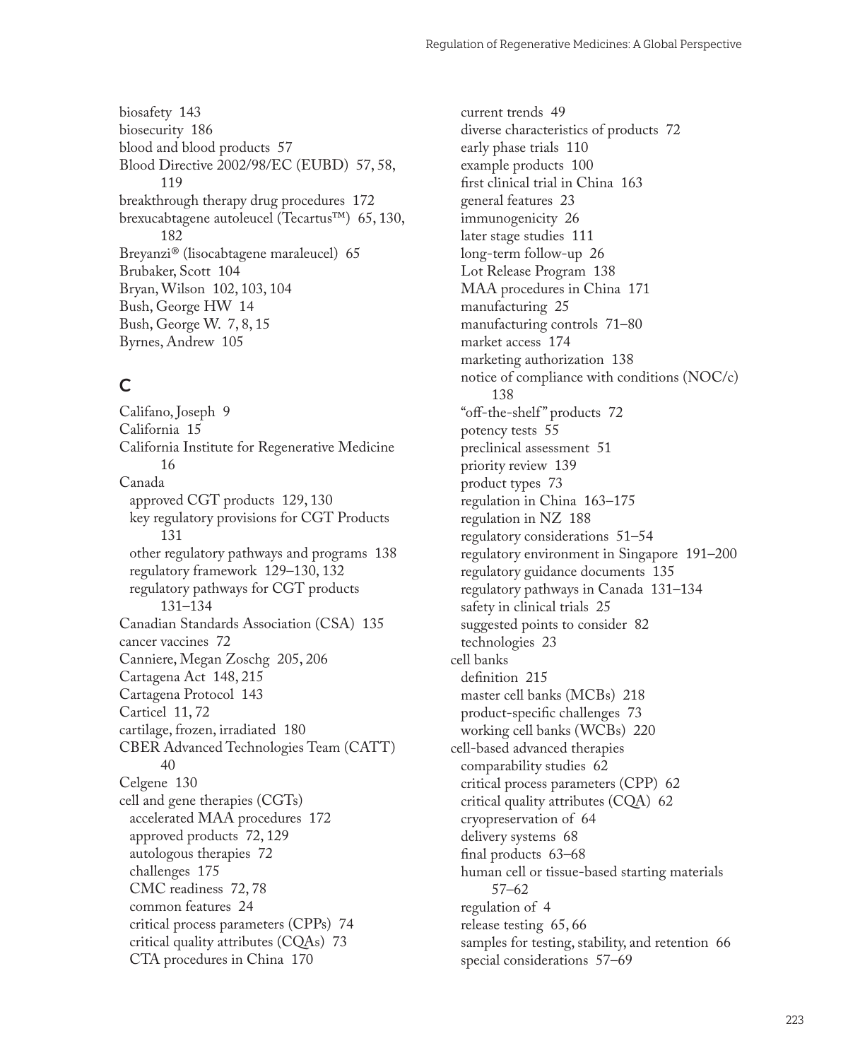biosafety 143
biosecurity 186
blood and blood products 57
Blood Directive 2002/98/EC (EUBD) 57, 58, 119
breakthrough therapy drug procedures 172
brexucabtagene autoleucel (Tecartus™) 65, 130, 182
Breyanzi® (lisocabtagene maraleucel) 65
Brubaker, Scott 104
Bryan, Wilson 102, 103, 104
Bush, George HW 14
Bush, George W. 7, 8, 15
Byrnes, Andrew 105

## C

Califano, Joseph 9
California 15
California Institute for Regenerative Medicine 16
Canada
  approved CGT products 129, 130
  key regulatory provisions for CGT Products 131
  other regulatory pathways and programs 138
  regulatory framework 129–130, 132
  regulatory pathways for CGT products 131–134
Canadian Standards Association (CSA) 135
cancer vaccines 72
Canniere, Megan Zoschg 205, 206
Cartagena Act 148, 215
Cartagena Protocol 143
Carticel 11, 72
cartilage, frozen, irradiated 180
CBER Advanced Technologies Team (CATT) 40
Celgene 130
cell and gene therapies (CGTs)
  accelerated MAA procedures 172
  approved products 72, 129
  autologous therapies 72
  challenges 175
  CMC readiness 72, 78
  common features 24
  critical process parameters (CPPs) 74
  critical quality attributes (CQAs) 73
  CTA procedures in China 170
  current trends 49
  diverse characteristics of products 72
  early phase trials 110
  example products 100
  first clinical trial in China 163
  general features 23
  immunogenicity 26
  later stage studies 111
  long-term follow-up 26
  Lot Release Program 138
  MAA procedures in China 171
  manufacturing 25
  manufacturing controls 71–80
  market access 174
  marketing authorization 138
  notice of compliance with conditions (NOC/c) 138
  "off-the-shelf" products 72
  potency tests 55
  preclinical assessment 51
  priority review 139
  product types 73
  regulation in China 163–175
  regulation in NZ 188
  regulatory considerations 51–54
  regulatory environment in Singapore 191–200
  regulatory guidance documents 135
  regulatory pathways in Canada 131–134
  safety in clinical trials 25
  suggested points to consider 82
  technologies 23
cell banks
  definition 215
  master cell banks (MCBs) 218
  product-specific challenges 73
  working cell banks (WCBs) 220
cell-based advanced therapies
  comparability studies 62
  critical process parameters (CPP) 62
  critical quality attributes (CQA) 62
  cryopreservation of 64
  delivery systems 68
  final products 63–68
  human cell or tissue-based starting materials 57–62
  regulation of 4
  release testing 65, 66
  samples for testing, stability, and retention 66
  special considerations 57–69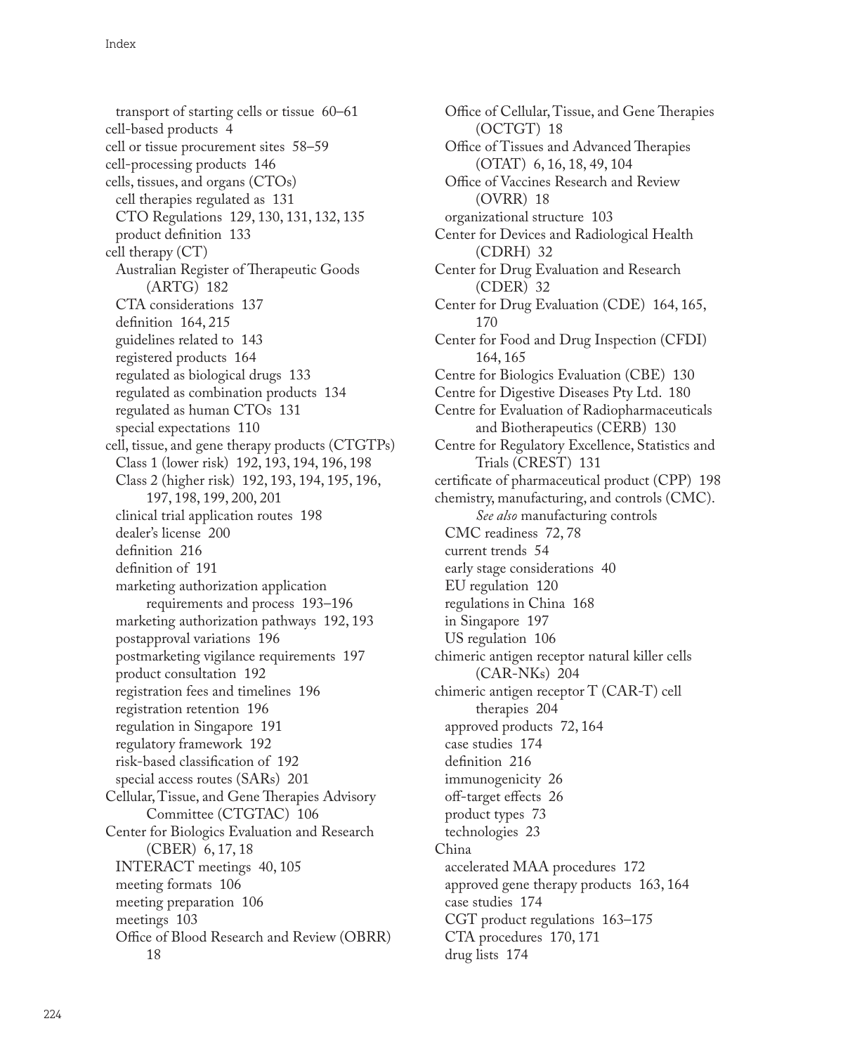- transport of starting cells or tissue 60–61
- cell-based products 4
- cell or tissue procurement sites 58–59
- cell-processing products 146
- cells, tissues, and organs (CTOs)
  - cell therapies regulated as 131
  - CTO Regulations 129, 130, 131, 132, 135
  - product definition 133
- cell therapy (CT)
  - Australian Register of Therapeutic Goods (ARTG) 182
  - CTA considerations 137
  - definition 164, 215
  - guidelines related to 143
  - registered products 164
  - regulated as biological drugs 133
  - regulated as combination products 134
  - regulated as human CTOs 131
  - special expectations 110
- cell, tissue, and gene therapy products (CTGTPs)
  - Class 1 (lower risk) 192, 193, 194, 196, 198
  - Class 2 (higher risk) 192, 193, 194, 195, 196, 197, 198, 199, 200, 201
  - clinical trial application routes 198
  - dealer's license 200
  - definition 216
  - definition of 191
  - marketing authorization application requirements and process 193–196
  - marketing authorization pathways 192, 193
  - postapproval variations 196
  - postmarketing vigilance requirements 197
  - product consultation 192
  - registration fees and timelines 196
  - registration retention 196
  - regulation in Singapore 191
  - regulatory framework 192
  - risk-based classification of 192
  - special access routes (SARs) 201
- Cellular, Tissue, and Gene Therapies Advisory Committee (CTGTAC) 106
- Center for Biologics Evaluation and Research (CBER) 6, 17, 18
  - INTERACT meetings 40, 105
  - meeting formats 106
  - meeting preparation 106
  - meetings 103
  - Office of Blood Research and Review (OBRR) 18
  - Office of Cellular, Tissue, and Gene Therapies (OCTGT) 18
  - Office of Tissues and Advanced Therapies (OTAT) 6, 16, 18, 49, 104
  - Office of Vaccines Research and Review (OVRR) 18
  - organizational structure 103
- Center for Devices and Radiological Health (CDRH) 32
- Center for Drug Evaluation and Research (CDER) 32
- Center for Drug Evaluation (CDE) 164, 165, 170
- Center for Food and Drug Inspection (CFDI) 164, 165
- Centre for Biologics Evaluation (CBE) 130
- Centre for Digestive Diseases Pty Ltd. 180
- Centre for Evaluation of Radiopharmaceuticals and Biotherapeutics (CERB) 130
- Centre for Regulatory Excellence, Statistics and Trials (CREST) 131
- certificate of pharmaceutical product (CPP) 198
- chemistry, manufacturing, and controls (CMC). *See also* manufacturing controls
  - CMC readiness 72, 78
  - current trends 54
  - early stage considerations 40
  - EU regulation 120
  - regulations in China 168
  - in Singapore 197
  - US regulation 106
- chimeric antigen receptor natural killer cells (CAR-NKs) 204
- chimeric antigen receptor T (CAR-T) cell therapies 204
  - approved products 72, 164
  - case studies 174
  - definition 216
  - immunogenicity 26
  - off-target effects 26
  - product types 73
  - technologies 23
- China
  - accelerated MAA procedures 172
  - approved gene therapy products 163, 164
  - case studies 174
  - CGT product regulations 163–175
  - CTA procedures 170, 171
  - drug lists 174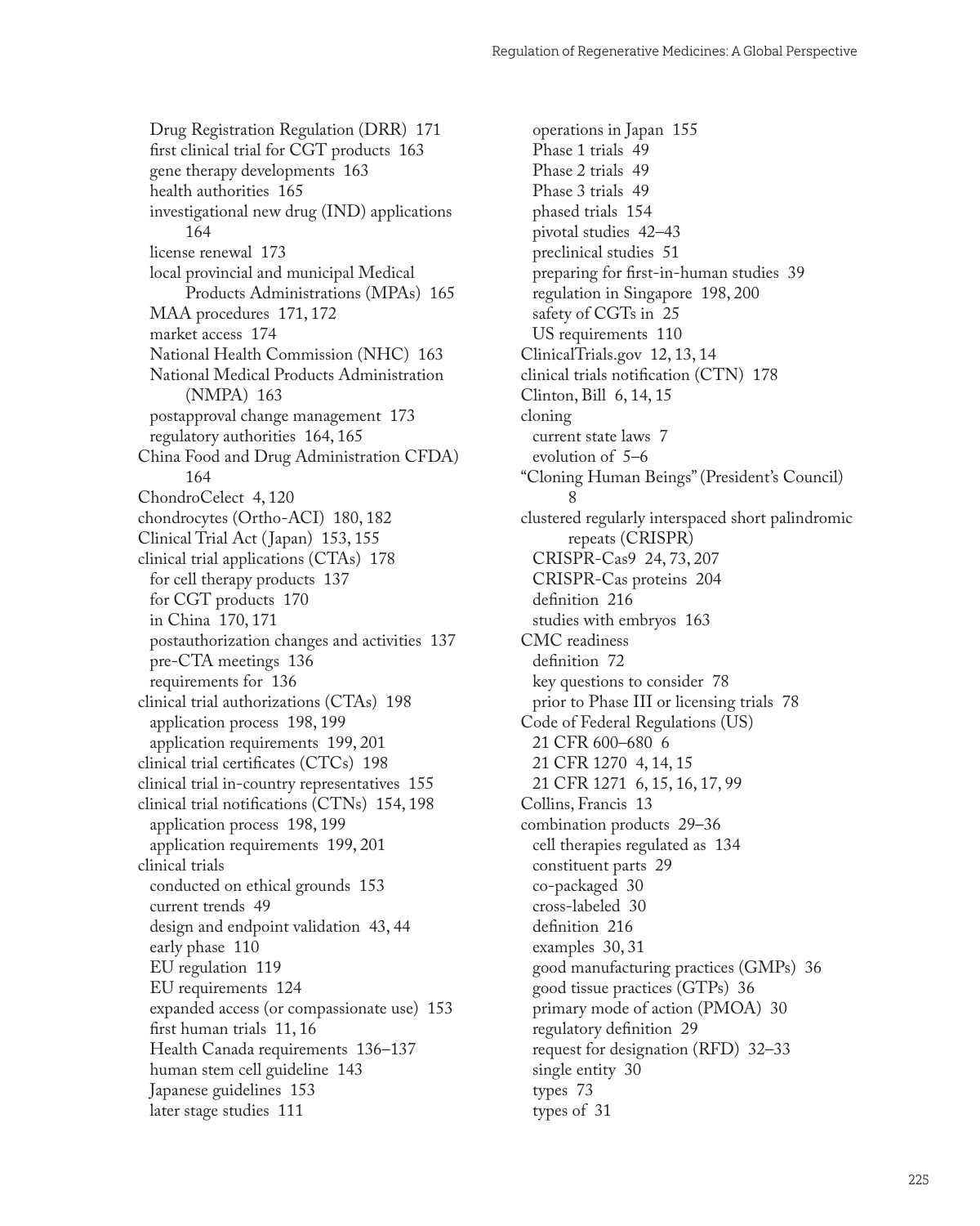- Drug Registration Regulation (DRR) 171
  - first clinical trial for CGT products 163
  - gene therapy developments 163
  - health authorities 165
  - investigational new drug (IND) applications 164
  - license renewal 173
  - local provincial and municipal Medical Products Administrations (MPAs) 165
  - MAA procedures 171, 172
  - market access 174
  - National Health Commission (NHC) 163
  - National Medical Products Administration (NMPA) 163
  - postapproval change management 173
  - regulatory authorities 164, 165
- China Food and Drug Administration CFDA) 164
- ChondroCelect 4, 120
- chondrocytes (Ortho-ACI) 180, 182
- Clinical Trial Act (Japan) 153, 155
- clinical trial applications (CTAs) 178
  - for cell therapy products 137
  - for CGT products 170
  - in China 170, 171
  - postauthorization changes and activities 137
  - pre-CTA meetings 136
  - requirements for 136
- clinical trial authorizations (CTAs) 198
  - application process 198, 199
  - application requirements 199, 201
- clinical trial certificates (CTCs) 198
- clinical trial in-country representatives 155
- clinical trial notifications (CTNs) 154, 198
  - application process 198, 199
  - application requirements 199, 201
- clinical trials
  - conducted on ethical grounds 153
  - current trends 49
  - design and endpoint validation 43, 44
  - early phase 110
  - EU regulation 119
  - EU requirements 124
  - expanded access (or compassionate use) 153
  - first human trials 11, 16
  - Health Canada requirements 136–137
  - human stem cell guideline 143
  - Japanese guidelines 153
  - later stage studies 111
  - operations in Japan 155
  - Phase 1 trials 49
  - Phase 2 trials 49
  - Phase 3 trials 49
  - phased trials 154
  - pivotal studies 42–43
  - preclinical studies 51
  - preparing for first-in-human studies 39
  - regulation in Singapore 198, 200
  - safety of CGTs in 25
  - US requirements 110
- ClinicalTrials.gov 12, 13, 14
- clinical trials notification (CTN) 178
- Clinton, Bill 6, 14, 15
- cloning
  - current state laws 7
  - evolution of 5–6
- "Cloning Human Beings" (President's Council) 8
- clustered regularly interspaced short palindromic repeats (CRISPR)
  - CRISPR-Cas9 24, 73, 207
  - CRISPR-Cas proteins 204
  - definition 216
  - studies with embryos 163
- CMC readiness
  - definition 72
  - key questions to consider 78
  - prior to Phase III or licensing trials 78
- Code of Federal Regulations (US)
  - 21 CFR 600–680 6
  - 21 CFR 1270 4, 14, 15
  - 21 CFR 1271 6, 15, 16, 17, 99
- Collins, Francis 13
- combination products 29–36
  - cell therapies regulated as 134
  - constituent parts 29
  - co-packaged 30
  - cross-labeled 30
  - definition 216
  - examples 30, 31
  - good manufacturing practices (GMPs) 36
  - good tissue practices (GTPs) 36
  - primary mode of action (PMOA) 30
  - regulatory definition 29
  - request for designation (RFD) 32–33
  - single entity 30
  - types 73
  - types of 31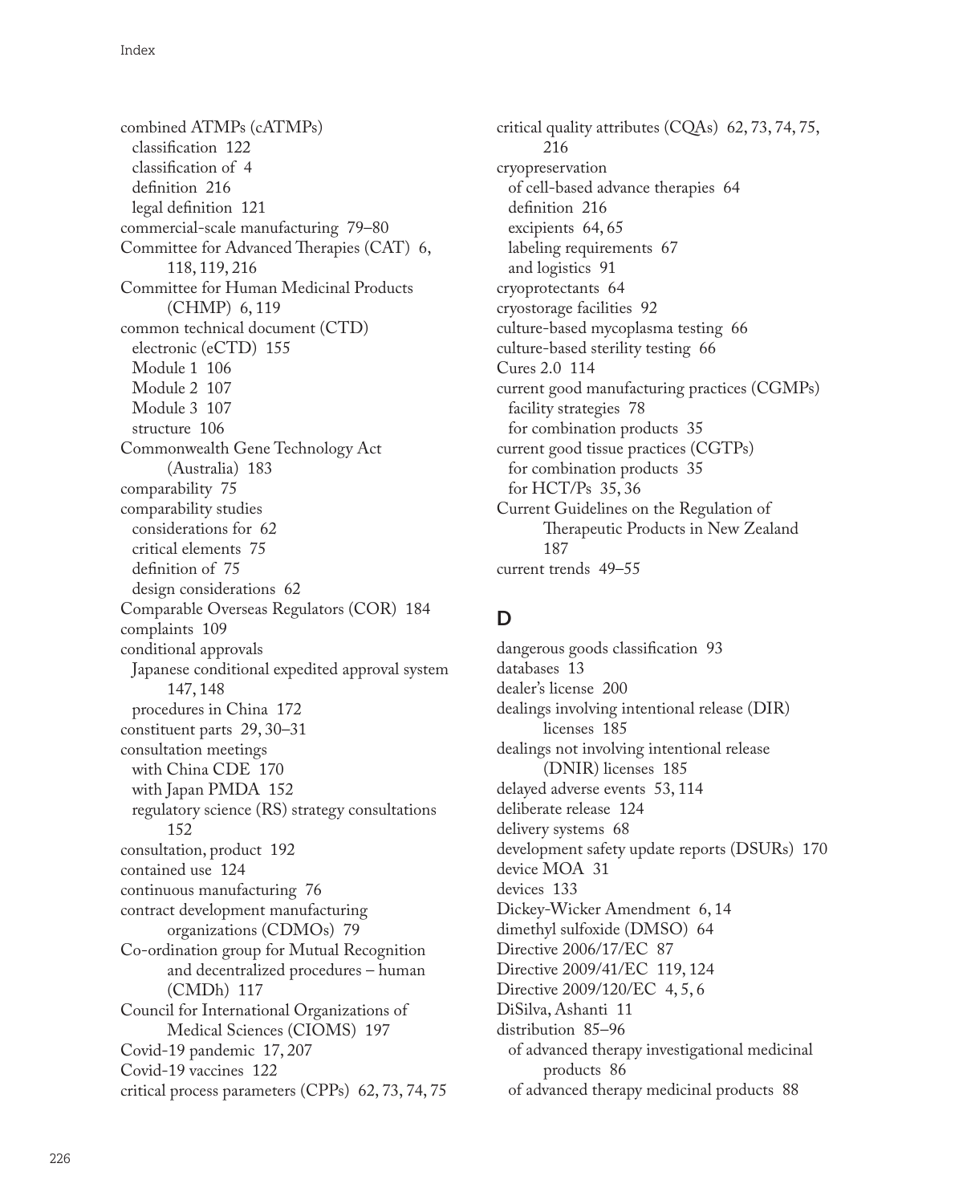combined ATMPs (cATMPs)
  classification 122
  classification of 4
  definition 216
  legal definition 121
commercial-scale manufacturing 79–80
Committee for Advanced Therapies (CAT) 6, 118, 119, 216
Committee for Human Medicinal Products (CHMP) 6, 119
common technical document (CTD)
  electronic (eCTD) 155
  Module 1 106
  Module 2 107
  Module 3 107
  structure 106
Commonwealth Gene Technology Act (Australia) 183
comparability 75
comparability studies
  considerations for 62
  critical elements 75
  definition of 75
  design considerations 62
Comparable Overseas Regulators (COR) 184
complaints 109
conditional approvals
  Japanese conditional expedited approval system 147, 148
  procedures in China 172
constituent parts 29, 30–31
consultation meetings
  with China CDE 170
  with Japan PMDA 152
  regulatory science (RS) strategy consultations 152
consultation, product 192
contained use 124
continuous manufacturing 76
contract development manufacturing organizations (CDMOs) 79
Co-ordination group for Mutual Recognition and decentralized procedures – human (CMDh) 117
Council for International Organizations of Medical Sciences (CIOMS) 197
Covid-19 pandemic 17, 207
Covid-19 vaccines 122
critical process parameters (CPPs) 62, 73, 74, 75
critical quality attributes (CQAs) 62, 73, 74, 75, 216
cryopreservation
  of cell-based advance therapies 64
  definition 216
  excipients 64, 65
  labeling requirements 67
  and logistics 91
cryoprotectants 64
cryostorage facilities 92
culture-based mycoplasma testing 66
culture-based sterility testing 66
Cures 2.0 114
current good manufacturing practices (CGMPs)
  facility strategies 78
  for combination products 35
current good tissue practices (CGTPs)
  for combination products 35
  for HCT/Ps 35, 36
Current Guidelines on the Regulation of Therapeutic Products in New Zealand 187
current trends 49–55

## D

dangerous goods classification 93
databases 13
dealer's license 200
dealings involving intentional release (DIR) licenses 185
dealings not involving intentional release (DNIR) licenses 185
delayed adverse events 53, 114
deliberate release 124
delivery systems 68
development safety update reports (DSURs) 170
device MOA 31
devices 133
Dickey-Wicker Amendment 6, 14
dimethyl sulfoxide (DMSO) 64
Directive 2006/17/EC 87
Directive 2009/41/EC 119, 124
Directive 2009/120/EC 4, 5, 6
DiSilva, Ashanti 11
distribution 85–96
  of advanced therapy investigational medicinal products 86
  of advanced therapy medicinal products 88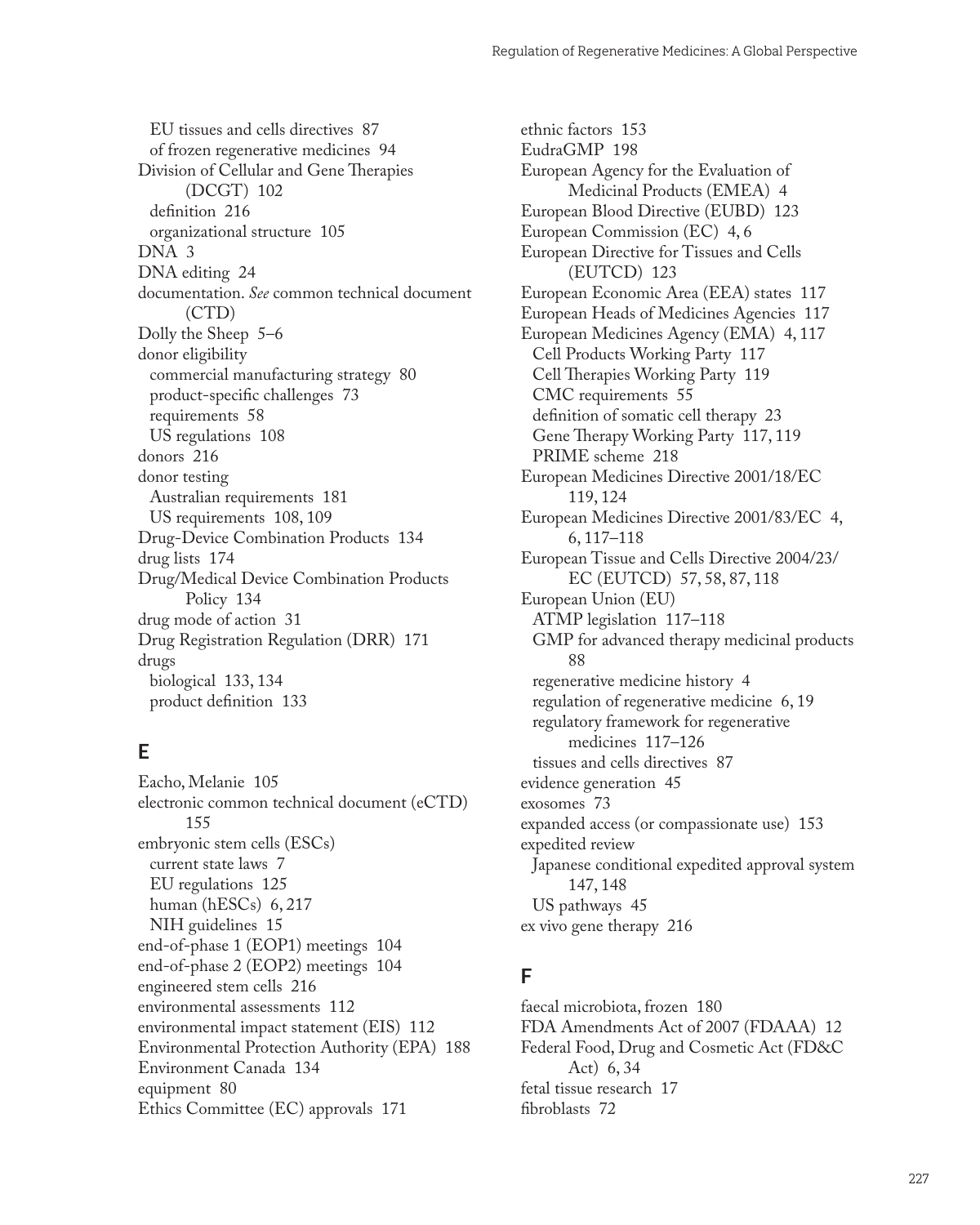EU tissues and cells directives 87
of frozen regenerative medicines 94
Division of Cellular and Gene Therapies (DCGT) 102
definition 216
organizational structure 105
DNA 3
DNA editing 24
documentation. *See* common technical document (CTD)
Dolly the Sheep 5–6
donor eligibility
commercial manufacturing strategy 80
product-specific challenges 73
requirements 58
US regulations 108
donors 216
donor testing
Australian requirements 181
US requirements 108, 109
Drug-Device Combination Products 134
drug lists 174
Drug/Medical Device Combination Products Policy 134
drug mode of action 31
Drug Registration Regulation (DRR) 171
drugs
biological 133, 134
product definition 133

## E

Eacho, Melanie 105
electronic common technical document (eCTD) 155
embryonic stem cells (ESCs)
current state laws 7
EU regulations 125
human (hESCs) 6, 217
NIH guidelines 15
end-of-phase 1 (EOP1) meetings 104
end-of-phase 2 (EOP2) meetings 104
engineered stem cells 216
environmental assessments 112
environmental impact statement (EIS) 112
Environmental Protection Authority (EPA) 188
Environment Canada 134
equipment 80
Ethics Committee (EC) approvals 171
ethnic factors 153
EudraGMP 198
European Agency for the Evaluation of Medicinal Products (EMEA) 4
European Blood Directive (EUBD) 123
European Commission (EC) 4, 6
European Directive for Tissues and Cells (EUTCD) 123
European Economic Area (EEA) states 117
European Heads of Medicines Agencies 117
European Medicines Agency (EMA) 4, 117
Cell Products Working Party 117
Cell Therapies Working Party 119
CMC requirements 55
definition of somatic cell therapy 23
Gene Therapy Working Party 117, 119
PRIME scheme 218
European Medicines Directive 2001/18/EC 119, 124
European Medicines Directive 2001/83/EC 4, 6, 117–118
European Tissue and Cells Directive 2004/23/EC (EUTCD) 57, 58, 87, 118
European Union (EU)
ATMP legislation 117–118
GMP for advanced therapy medicinal products 88
regenerative medicine history 4
regulation of regenerative medicine 6, 19
regulatory framework for regenerative medicines 117–126
tissues and cells directives 87
evidence generation 45
exosomes 73
expanded access (or compassionate use) 153
expedited review
Japanese conditional expedited approval system 147, 148
US pathways 45
ex vivo gene therapy 216

## F

faecal microbiota, frozen 180
FDA Amendments Act of 2007 (FDAAA) 12
Federal Food, Drug and Cosmetic Act (FD&C Act) 6, 34
fetal tissue research 17
fibroblasts 72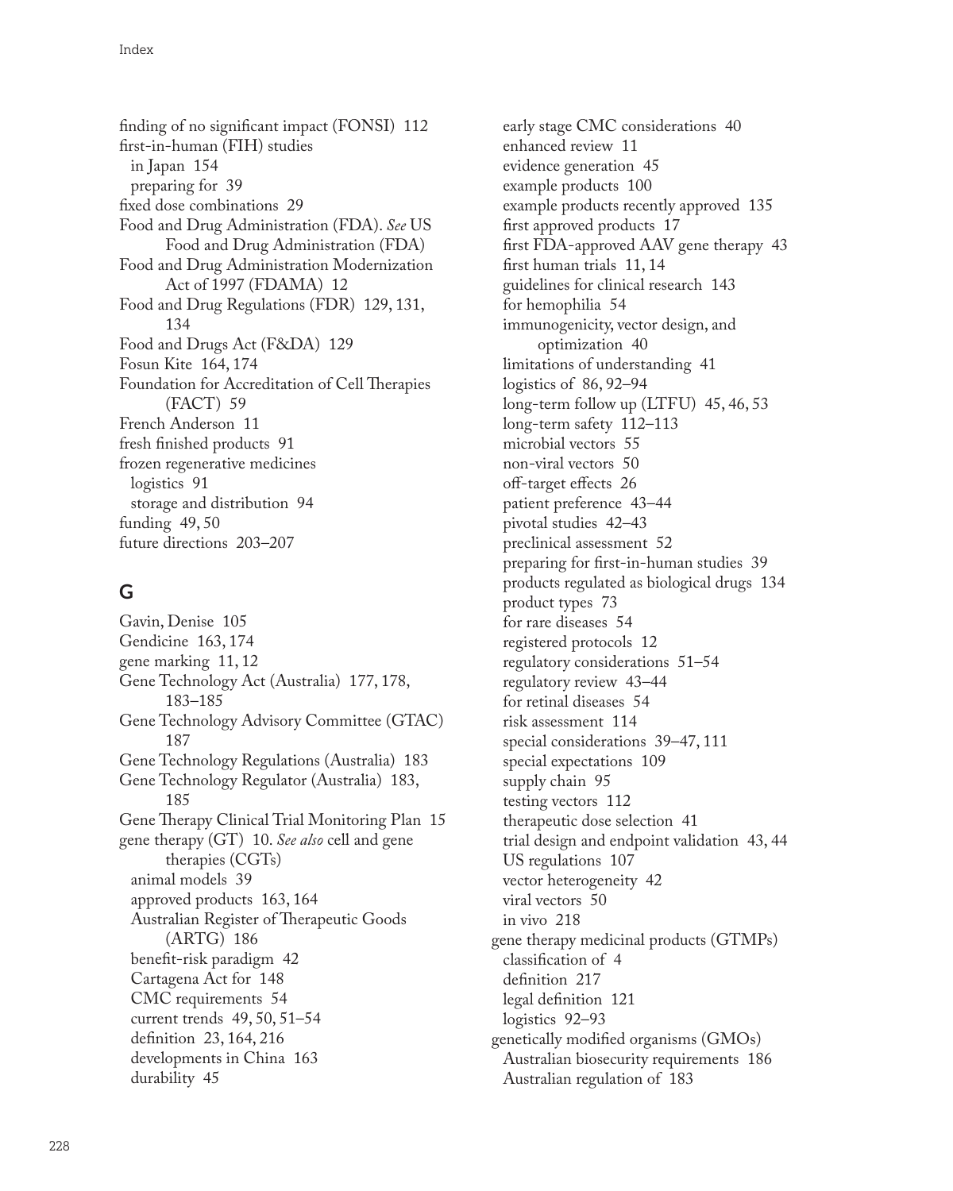finding of no significant impact (FONSI) 112
first-in-human (FIH) studies
  in Japan 154
  preparing for 39
fixed dose combinations 29
Food and Drug Administration (FDA). *See* US Food and Drug Administration (FDA)
Food and Drug Administration Modernization Act of 1997 (FDAMA) 12
Food and Drug Regulations (FDR) 129, 131, 134
Food and Drugs Act (F&DA) 129
Fosun Kite 164, 174
Foundation for Accreditation of Cell Therapies (FACT) 59
French Anderson 11
fresh finished products 91
frozen regenerative medicines
  logistics 91
  storage and distribution 94
funding 49, 50
future directions 203–207

## G

Gavin, Denise 105
Gendicine 163, 174
gene marking 11, 12
Gene Technology Act (Australia) 177, 178, 183–185
Gene Technology Advisory Committee (GTAC) 187
Gene Technology Regulations (Australia) 183
Gene Technology Regulator (Australia) 183, 185
Gene Therapy Clinical Trial Monitoring Plan 15
gene therapy (GT) 10. *See also* cell and gene therapies (CGTs)
  animal models 39
  approved products 163, 164
  Australian Register of Therapeutic Goods (ARTG) 186
  benefit-risk paradigm 42
  Cartagena Act for 148
  CMC requirements 54
  current trends 49, 50, 51–54
  definition 23, 164, 216
  developments in China 163
  durability 45
  early stage CMC considerations 40
  enhanced review 11
  evidence generation 45
  example products 100
  example products recently approved 135
  first approved products 17
  first FDA-approved AAV gene therapy 43
  first human trials 11, 14
  guidelines for clinical research 143
  for hemophilia 54
  immunogenicity, vector design, and optimization 40
  limitations of understanding 41
  logistics of 86, 92–94
  long-term follow up (LTFU) 45, 46, 53
  long-term safety 112–113
  microbial vectors 55
  non-viral vectors 50
  off-target effects 26
  patient preference 43–44
  pivotal studies 42–43
  preclinical assessment 52
  preparing for first-in-human studies 39
  products regulated as biological drugs 134
  product types 73
  for rare diseases 54
  registered protocols 12
  regulatory considerations 51–54
  regulatory review 43–44
  for retinal diseases 54
  risk assessment 114
  special considerations 39–47, 111
  special expectations 109
  supply chain 95
  testing vectors 112
  therapeutic dose selection 41
  trial design and endpoint validation 43, 44
  US regulations 107
  vector heterogeneity 42
  viral vectors 50
  in vivo 218
gene therapy medicinal products (GTMPs)
  classification of 4
  definition 217
  legal definition 121
  logistics 92–93
genetically modified organisms (GMOs)
  Australian biosecurity requirements 186
  Australian regulation of 183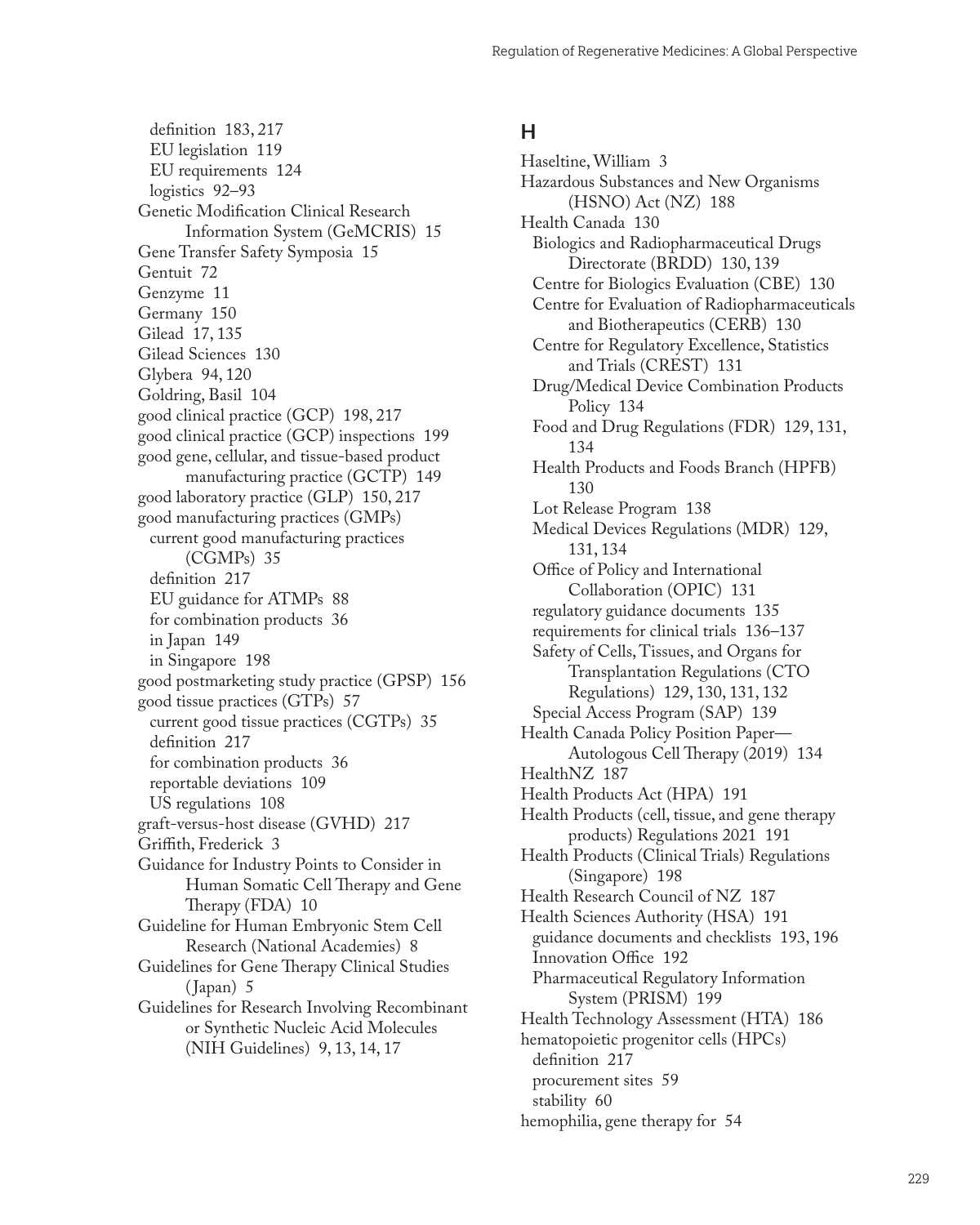definition 183, 217
EU legislation 119
EU requirements 124
logistics 92–93
Genetic Modification Clinical Research Information System (GeMCRIS) 15
Gene Transfer Safety Symposia 15
Gentuit 72
Genzyme 11
Germany 150
Gilead 17, 135
Gilead Sciences 130
Glybera 94, 120
Goldring, Basil 104
good clinical practice (GCP) 198, 217
good clinical practice (GCP) inspections 199
good gene, cellular, and tissue-based product manufacturing practice (GCTP) 149
good laboratory practice (GLP) 150, 217
good manufacturing practices (GMPs)
current good manufacturing practices (CGMPs) 35
definition 217
EU guidance for ATMPs 88
for combination products 36
in Japan 149
in Singapore 198
good postmarketing study practice (GPSP) 156
good tissue practices (GTPs) 57
current good tissue practices (CGTPs) 35
definition 217
for combination products 36
reportable deviations 109
US regulations 108
graft-versus-host disease (GVHD) 217
Griffith, Frederick 3
Guidance for Industry Points to Consider in Human Somatic Cell Therapy and Gene Therapy (FDA) 10
Guideline for Human Embryonic Stem Cell Research (National Academies) 8
Guidelines for Gene Therapy Clinical Studies (Japan) 5
Guidelines for Research Involving Recombinant or Synthetic Nucleic Acid Molecules (NIH Guidelines) 9, 13, 14, 17

## H

Haseltine, William 3
Hazardous Substances and New Organisms (HSNO) Act (NZ) 188
Health Canada 130
Biologics and Radiopharmaceutical Drugs Directorate (BRDD) 130, 139
Centre for Biologics Evaluation (CBE) 130
Centre for Evaluation of Radiopharmaceuticals and Biotherapeutics (CERB) 130
Centre for Regulatory Excellence, Statistics and Trials (CREST) 131
Drug/Medical Device Combination Products Policy 134
Food and Drug Regulations (FDR) 129, 131, 134
Health Products and Foods Branch (HPFB) 130
Lot Release Program 138
Medical Devices Regulations (MDR) 129, 131, 134
Office of Policy and International Collaboration (OPIC) 131
regulatory guidance documents 135
requirements for clinical trials 136–137
Safety of Cells, Tissues, and Organs for Transplantation Regulations (CTO Regulations) 129, 130, 131, 132
Special Access Program (SAP) 139
Health Canada Policy Position Paper—Autologous Cell Therapy (2019) 134
HealthNZ 187
Health Products Act (HPA) 191
Health Products (cell, tissue, and gene therapy products) Regulations 2021 191
Health Products (Clinical Trials) Regulations (Singapore) 198
Health Research Council of NZ 187
Health Sciences Authority (HSA) 191
guidance documents and checklists 193, 196
Innovation Office 192
Pharmaceutical Regulatory Information System (PRISM) 199
Health Technology Assessment (HTA) 186
hematopoietic progenitor cells (HPCs)
definition 217
procurement sites 59
stability 60
hemophilia, gene therapy for 54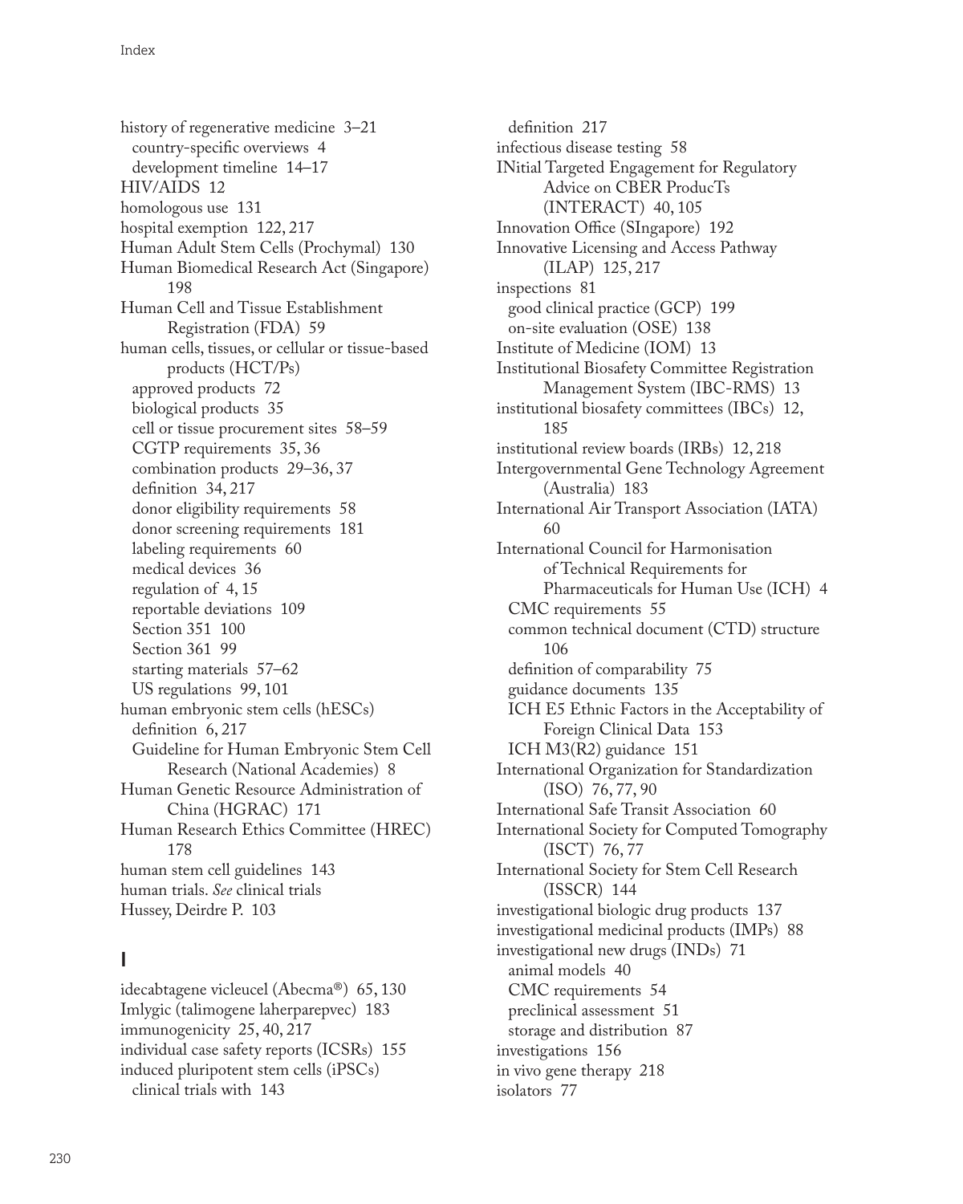history of regenerative medicine 3–21
  country-specific overviews 4
  development timeline 14–17
HIV/AIDS 12
homologous use 131
hospital exemption 122, 217
Human Adult Stem Cells (Prochymal) 130
Human Biomedical Research Act (Singapore) 198
Human Cell and Tissue Establishment Registration (FDA) 59
human cells, tissues, or cellular or tissue-based products (HCT/Ps)
  approved products 72
  biological products 35
  cell or tissue procurement sites 58–59
  CGTP requirements 35, 36
  combination products 29–36, 37
  definition 34, 217
  donor eligibility requirements 58
  donor screening requirements 181
  labeling requirements 60
  medical devices 36
  regulation of 4, 15
  reportable deviations 109
  Section 351 100
  Section 361 99
  starting materials 57–62
  US regulations 99, 101
human embryonic stem cells (hESCs)
  definition 6, 217
  Guideline for Human Embryonic Stem Cell Research (National Academies) 8
Human Genetic Resource Administration of China (HGRAC) 171
Human Research Ethics Committee (HREC) 178
human stem cell guidelines 143
human trials. *See* clinical trials
Hussey, Deirdre P. 103

## I

idecabtagene vicleucel (Abecma®) 65, 130
Imlygic (talimogene laherparepvec) 183
immunogenicity 25, 40, 217
individual case safety reports (ICSRs) 155
induced pluripotent stem cells (iPSCs)
  clinical trials with 143
  definition 217
infectious disease testing 58
INitial Targeted Engagement for Regulatory Advice on CBER ProducTs (INTERACT) 40, 105
Innovation Office (SIngapore) 192
Innovative Licensing and Access Pathway (ILAP) 125, 217
inspections 81
  good clinical practice (GCP) 199
  on-site evaluation (OSE) 138
Institute of Medicine (IOM) 13
Institutional Biosafety Committee Registration Management System (IBC-RMS) 13
institutional biosafety committees (IBCs) 12, 185
institutional review boards (IRBs) 12, 218
Intergovernmental Gene Technology Agreement (Australia) 183
International Air Transport Association (IATA) 60
International Council for Harmonisation of Technical Requirements for Pharmaceuticals for Human Use (ICH) 4
  CMC requirements 55
  common technical document (CTD) structure 106
  definition of comparability 75
  guidance documents 135
  ICH E5 Ethnic Factors in the Acceptability of Foreign Clinical Data 153
  ICH M3(R2) guidance 151
International Organization for Standardization (ISO) 76, 77, 90
International Safe Transit Association 60
International Society for Computed Tomography (ISCT) 76, 77
International Society for Stem Cell Research (ISSCR) 144
investigational biologic drug products 137
investigational medicinal products (IMPs) 88
investigational new drugs (INDs) 71
  animal models 40
  CMC requirements 54
  preclinical assessment 51
  storage and distribution 87
investigations 156
in vivo gene therapy 218
isolators 77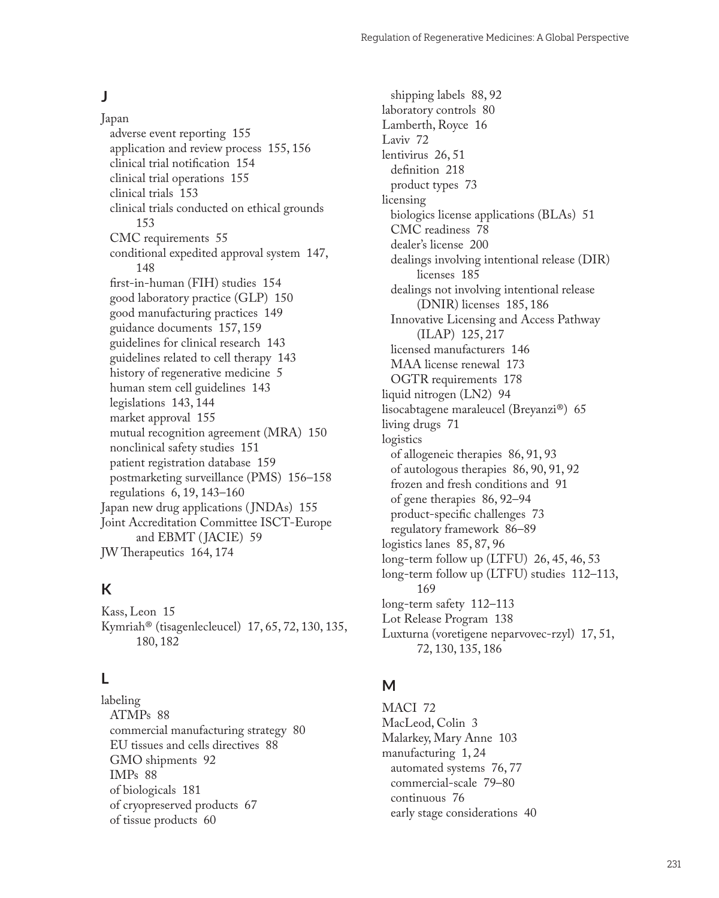## J

Japan
- adverse event reporting 155
- application and review process 155, 156
- clinical trial notification 154
- clinical trial operations 155
- clinical trials 153
- clinical trials conducted on ethical grounds 153
- CMC requirements 55
- conditional expedited approval system 147, 148
- first-in-human (FIH) studies 154
- good laboratory practice (GLP) 150
- good manufacturing practices 149
- guidance documents 157, 159
- guidelines for clinical research 143
- guidelines related to cell therapy 143
- history of regenerative medicine 5
- human stem cell guidelines 143
- legislations 143, 144
- market approval 155
- mutual recognition agreement (MRA) 150
- nonclinical safety studies 151
- patient registration database 159
- postmarketing surveillance (PMS) 156–158
- regulations 6, 19, 143–160

Japan new drug applications (JNDAs) 155
Joint Accreditation Committee ISCT-Europe and EBMT (JACIE) 59
JW Therapeutics 164, 174

## K

Kass, Leon 15
Kymriah® (tisagenlecleucel) 17, 65, 72, 130, 135, 180, 182

## L

labeling
- ATMPs 88
- commercial manufacturing strategy 80
- EU tissues and cells directives 88
- GMO shipments 92
- IMPs 88
- of biologicals 181
- of cryopreserved products 67
- of tissue products 60
- shipping labels 88, 92

laboratory controls 80
Lamberth, Royce 16
Laviv 72
lentivirus 26, 51
- definition 218
- product types 73

licensing
- biologics license applications (BLAs) 51
- CMC readiness 78
- dealer's license 200
- dealings involving intentional release (DIR) licenses 185
- dealings not involving intentional release (DNIR) licenses 185, 186
- Innovative Licensing and Access Pathway (ILAP) 125, 217
- licensed manufacturers 146
- MAA license renewal 173
- OGTR requirements 178

liquid nitrogen (LN2) 94
lisocabtagene maraleucel (Breyanzi®) 65
living drugs 71
logistics
- of allogeneic therapies 86, 91, 93
- of autologous therapies 86, 90, 91, 92
- frozen and fresh conditions and 91
- of gene therapies 86, 92–94
- product-specific challenges 73
- regulatory framework 86–89

logistics lanes 85, 87, 96
long-term follow up (LTFU) 26, 45, 46, 53
long-term follow up (LTFU) studies 112–113, 169
long-term safety 112–113
Lot Release Program 138
Luxturna (voretigene neparvovec-rzyl) 17, 51, 72, 130, 135, 186

## M

MACI 72
MacLeod, Colin 3
Malarkey, Mary Anne 103
manufacturing 1, 24
- automated systems 76, 77
- commercial-scale 79–80
- continuous 76
- early stage considerations 40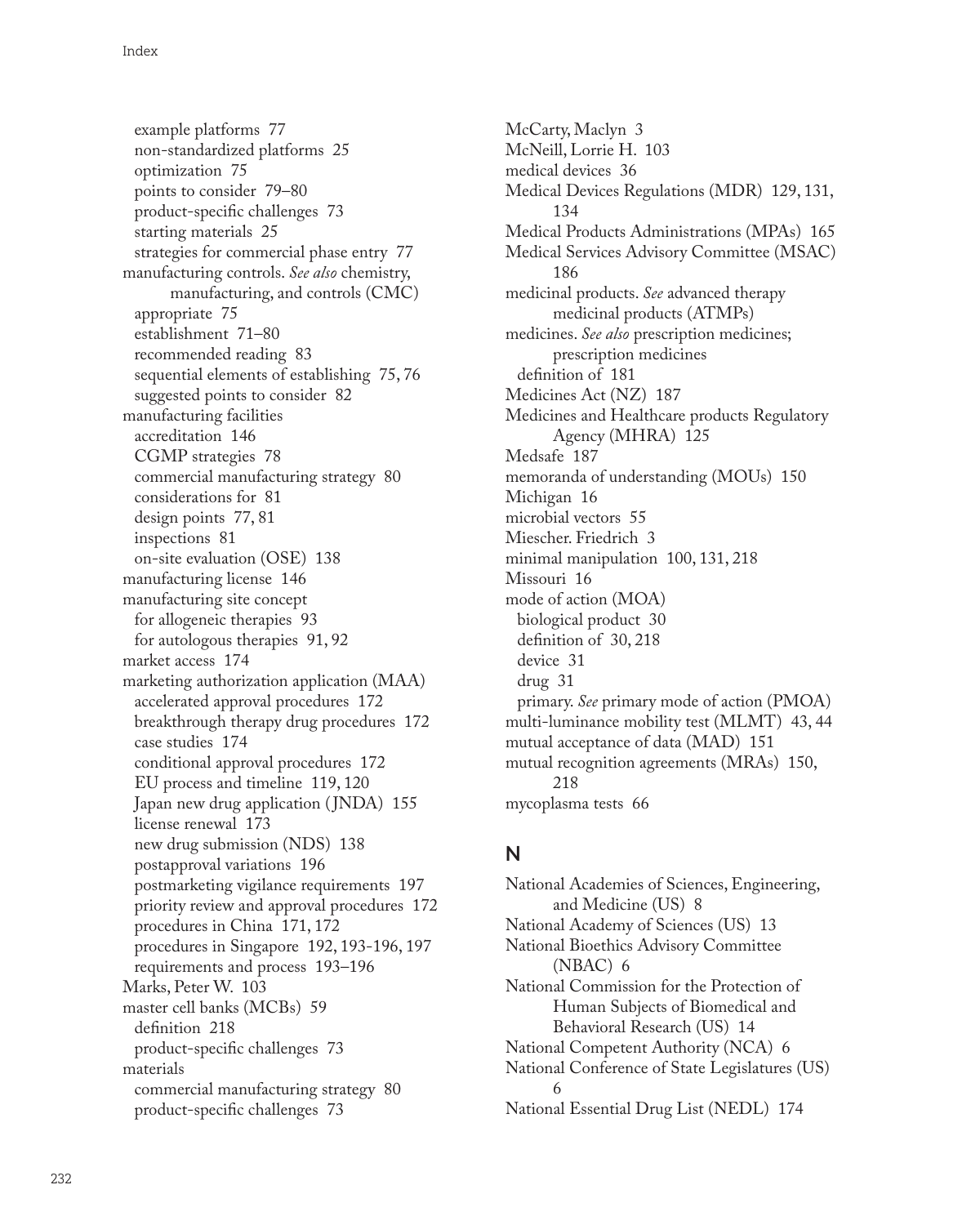example platforms 77
non-standardized platforms 25
optimization 75
points to consider 79–80
product-specific challenges 73
starting materials 25
strategies for commercial phase entry 77

manufacturing controls. *See also* chemistry, manufacturing, and controls (CMC)
appropriate 75
establishment 71–80
recommended reading 83
sequential elements of establishing 75, 76
suggested points to consider 82

manufacturing facilities
accreditation 146
CGMP strategies 78
commercial manufacturing strategy 80
considerations for 81
design points 77, 81
inspections 81
on-site evaluation (OSE) 138

manufacturing license 146

manufacturing site concept
for allogeneic therapies 93
for autologous therapies 91, 92

market access 174

marketing authorization application (MAA)
accelerated approval procedures 172
breakthrough therapy drug procedures 172
case studies 174
conditional approval procedures 172
EU process and timeline 119, 120
Japan new drug application (JNDA) 155
license renewal 173
new drug submission (NDS) 138
postapproval variations 196
postmarketing vigilance requirements 197
priority review and approval procedures 172
procedures in China 171, 172
procedures in Singapore 192, 193-196, 197
requirements and process 193–196

Marks, Peter W. 103

master cell banks (MCBs) 59
definition 218
product-specific challenges 73

materials
commercial manufacturing strategy 80
product-specific challenges 73

McCarty, Maclyn 3
McNeill, Lorrie H. 103
medical devices 36
Medical Devices Regulations (MDR) 129, 131, 134
Medical Products Administrations (MPAs) 165
Medical Services Advisory Committee (MSAC) 186
medicinal products. *See* advanced therapy medicinal products (ATMPs)
medicines. *See also* prescription medicines; prescription medicines
definition of 181
Medicines Act (NZ) 187
Medicines and Healthcare products Regulatory Agency (MHRA) 125
Medsafe 187
memoranda of understanding (MOUs) 150
Michigan 16
microbial vectors 55
Miescher. Friedrich 3
minimal manipulation 100, 131, 218
Missouri 16
mode of action (MOA)
biological product 30
definition of 30, 218
device 31
drug 31
primary. *See* primary mode of action (PMOA)
multi-luminance mobility test (MLMT) 43, 44
mutual acceptance of data (MAD) 151
mutual recognition agreements (MRAs) 150, 218
mycoplasma tests 66

## N

National Academies of Sciences, Engineering, and Medicine (US) 8
National Academy of Sciences (US) 13
National Bioethics Advisory Committee (NBAC) 6
National Commission for the Protection of Human Subjects of Biomedical and Behavioral Research (US) 14
National Competent Authority (NCA) 6
National Conference of State Legislatures (US) 6
National Essential Drug List (NEDL) 174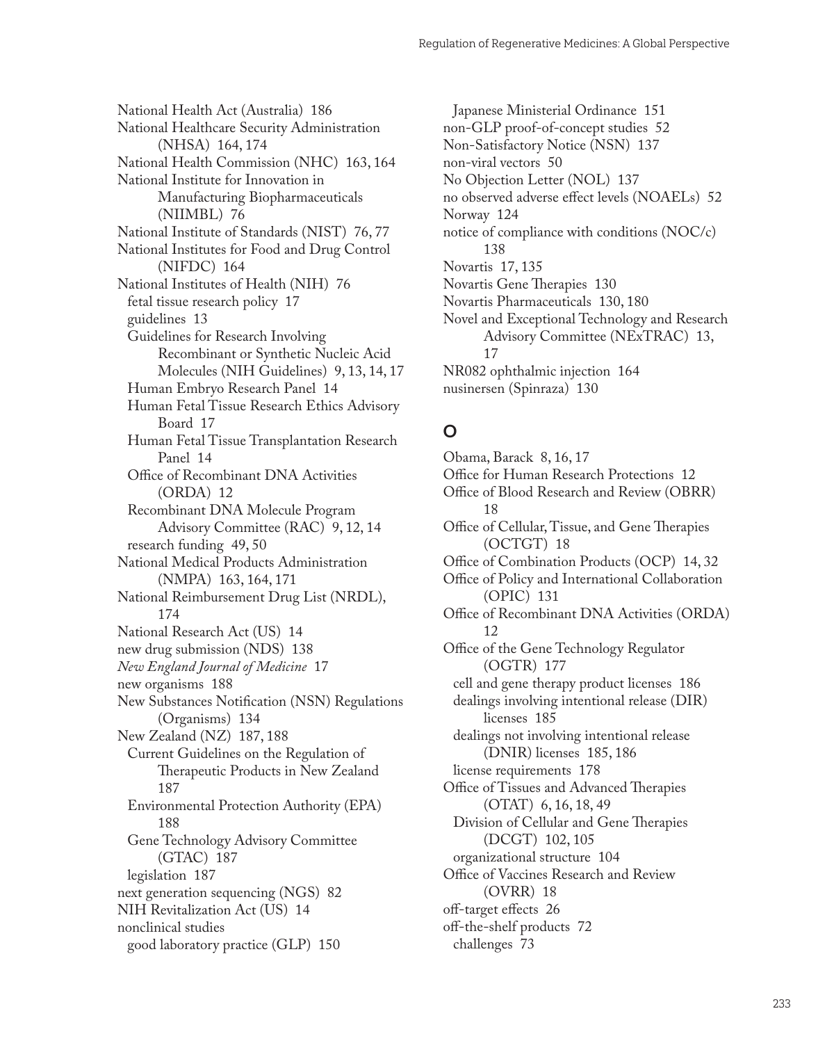National Health Act (Australia) 186
National Healthcare Security Administration (NHSA) 164, 174
National Health Commission (NHC) 163, 164
National Institute for Innovation in Manufacturing Biopharmaceuticals (NIIMBL) 76
National Institute of Standards (NIST) 76, 77
National Institutes for Food and Drug Control (NIFDC) 164
National Institutes of Health (NIH) 76
- fetal tissue research policy 17
- guidelines 13
- Guidelines for Research Involving Recombinant or Synthetic Nucleic Acid Molecules (NIH Guidelines) 9, 13, 14, 17
- Human Embryo Research Panel 14
- Human Fetal Tissue Research Ethics Advisory Board 17
- Human Fetal Tissue Transplantation Research Panel 14
- Office of Recombinant DNA Activities (ORDA) 12
- Recombinant DNA Molecule Program Advisory Committee (RAC) 9, 12, 14
- research funding 49, 50

National Medical Products Administration (NMPA) 163, 164, 171
National Reimbursement Drug List (NRDL), 174
National Research Act (US) 14
new drug submission (NDS) 138
*New England Journal of Medicine* 17
new organisms 188
New Substances Notification (NSN) Regulations (Organisms) 134
New Zealand (NZ) 187, 188
- Current Guidelines on the Regulation of Therapeutic Products in New Zealand 187
- Environmental Protection Authority (EPA) 188
- Gene Technology Advisory Committee (GTAC) 187
- legislation 187

next generation sequencing (NGS) 82
NIH Revitalization Act (US) 14
nonclinical studies
- good laboratory practice (GLP) 150
- Japanese Ministerial Ordinance 151

non-GLP proof-of-concept studies 52
Non-Satisfactory Notice (NSN) 137
non-viral vectors 50
No Objection Letter (NOL) 137
no observed adverse effect levels (NOAELs) 52
Norway 124
notice of compliance with conditions (NOC/c) 138
Novartis 17, 135
Novartis Gene Therapies 130
Novartis Pharmaceuticals 130, 180
Novel and Exceptional Technology and Research Advisory Committee (NExTRAC) 13, 17
NR082 ophthalmic injection 164
nusinersen (Spinraza) 130

## O

Obama, Barack 8, 16, 17
Office for Human Research Protections 12
Office of Blood Research and Review (OBRR) 18
Office of Cellular, Tissue, and Gene Therapies (OCTGT) 18
Office of Combination Products (OCP) 14, 32
Office of Policy and International Collaboration (OPIC) 131
Office of Recombinant DNA Activities (ORDA) 12
Office of the Gene Technology Regulator (OGTR) 177
- cell and gene therapy product licenses 186
- dealings involving intentional release (DIR) licenses 185
- dealings not involving intentional release (DNIR) licenses 185, 186
- license requirements 178

Office of Tissues and Advanced Therapies (OTAT) 6, 16, 18, 49
- Division of Cellular and Gene Therapies (DCGT) 102, 105
- organizational structure 104

Office of Vaccines Research and Review (OVRR) 18
off-target effects 26
off-the-shelf products 72
- challenges 73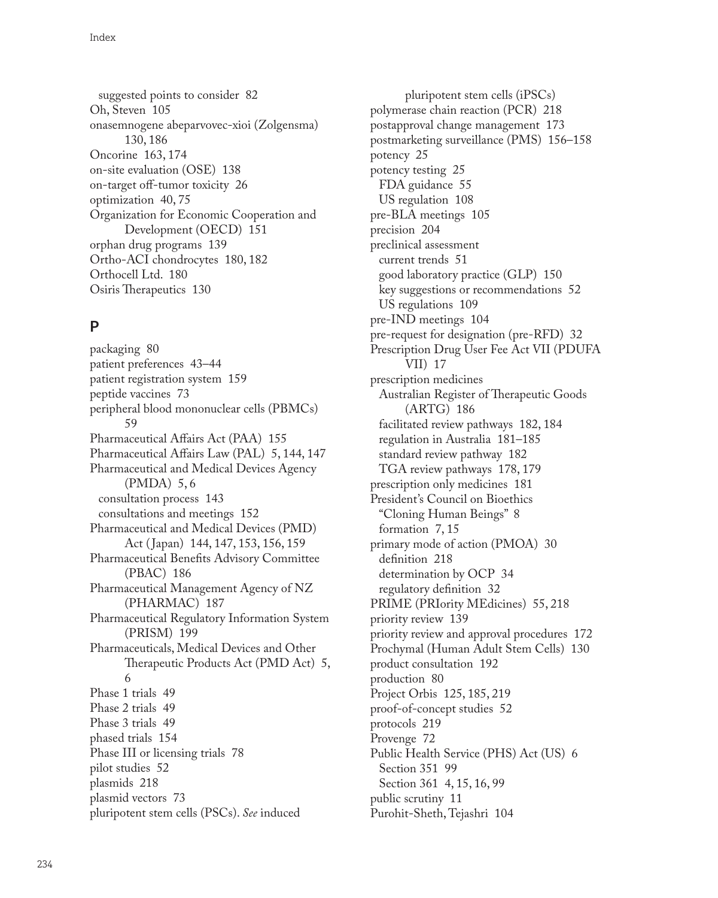suggested points to consider 82
Oh, Steven 105
onasemnogene abeparvovec-xioi (Zolgensma) 130, 186
Oncorine 163, 174
on-site evaluation (OSE) 138
on-target off-tumor toxicity 26
optimization 40, 75
Organization for Economic Cooperation and Development (OECD) 151
orphan drug programs 139
Ortho-ACI chondrocytes 180, 182
Orthocell Ltd. 180
Osiris Therapeutics 130

## P

packaging 80
patient preferences 43–44
patient registration system 159
peptide vaccines 73
peripheral blood mononuclear cells (PBMCs) 59
Pharmaceutical Affairs Act (PAA) 155
Pharmaceutical Affairs Law (PAL) 5, 144, 147
Pharmaceutical and Medical Devices Agency (PMDA) 5, 6
  consultation process 143
  consultations and meetings 152
Pharmaceutical and Medical Devices (PMD) Act (Japan) 144, 147, 153, 156, 159
Pharmaceutical Benefits Advisory Committee (PBAC) 186
Pharmaceutical Management Agency of NZ (PHARMAC) 187
Pharmaceutical Regulatory Information System (PRISM) 199
Pharmaceuticals, Medical Devices and Other Therapeutic Products Act (PMD Act) 5, 6
Phase 1 trials 49
Phase 2 trials 49
Phase 3 trials 49
phased trials 154
Phase III or licensing trials 78
pilot studies 52
plasmids 218
plasmid vectors 73
pluripotent stem cells (PSCs). *See* induced pluripotent stem cells (iPSCs)
polymerase chain reaction (PCR) 218
postapproval change management 173
postmarketing surveillance (PMS) 156–158
potency 25
potency testing 25
  FDA guidance 55
  US regulation 108
pre-BLA meetings 105
precision 204
preclinical assessment
  current trends 51
  good laboratory practice (GLP) 150
  key suggestions or recommendations 52
  US regulations 109
pre-IND meetings 104
pre-request for designation (pre-RFD) 32
Prescription Drug User Fee Act VII (PDUFA VII) 17
prescription medicines
  Australian Register of Therapeutic Goods (ARTG) 186
  facilitated review pathways 182, 184
  regulation in Australia 181–185
  standard review pathway 182
  TGA review pathways 178, 179
prescription only medicines 181
President's Council on Bioethics
  "Cloning Human Beings" 8
  formation 7, 15
primary mode of action (PMOA) 30
  definition 218
  determination by OCP 34
  regulatory definition 32
PRIME (PRIority MEdicines) 55, 218
priority review 139
priority review and approval procedures 172
Prochymal (Human Adult Stem Cells) 130
product consultation 192
production 80
Project Orbis 125, 185, 219
proof-of-concept studies 52
protocols 219
Provenge 72
Public Health Service (PHS) Act (US) 6
  Section 351 99
  Section 361 4, 15, 16, 99
public scrutiny 11
Purohit-Sheth, Tejashri 104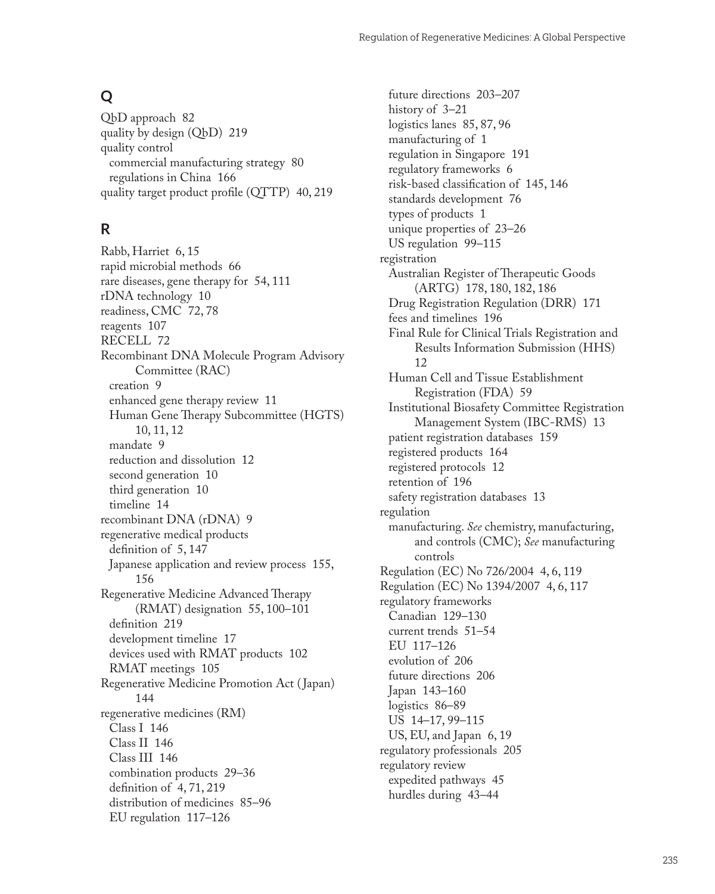## Q

QbD approach 82
quality by design (QbD) 219
quality control
- commercial manufacturing strategy 80
- regulations in China 166

quality target product profile (QTTP) 40, 219

## R

Rabb, Harriet 6, 15
rapid microbial methods 66
rare diseases, gene therapy for 54, 111
rDNA technology 10
readiness, CMC 72, 78
reagents 107
RECELL 72
Recombinant DNA Molecule Program Advisory Committee (RAC)
- creation 9
- enhanced gene therapy review 11
- Human Gene Therapy Subcommittee (HGTS) 10, 11, 12
- mandate 9
- reduction and dissolution 12
- second generation 10
- third generation 10
- timeline 14

recombinant DNA (rDNA) 9
regenerative medical products
- definition of 5, 147
- Japanese application and review process 155, 156

Regenerative Medicine Advanced Therapy (RMAT) designation 55, 100–101
- definition 219
- development timeline 17
- devices used with RMAT products 102
- RMAT meetings 105

Regenerative Medicine Promotion Act (Japan) 144
regenerative medicines (RM)
- Class I 146
- Class II 146
- Class III 146
- combination products 29–36
- definition of 4, 71, 219
- distribution of medicines 85–96
- EU regulation 117–126
- future directions 203–207
- history of 3–21
- logistics lanes 85, 87, 96
- manufacturing of 1
- regulation in Singapore 191
- regulatory frameworks 6
- risk-based classification of 145, 146
- standards development 76
- types of products 1
- unique properties of 23–26
- US regulation 99–115

registration
- Australian Register of Therapeutic Goods (ARTG) 178, 180, 182, 186
- Drug Registration Regulation (DRR) 171
- fees and timelines 196
- Final Rule for Clinical Trials Registration and Results Information Submission (HHS) 12
- Human Cell and Tissue Establishment Registration (FDA) 59
- Institutional Biosafety Committee Registration Management System (IBC-RMS) 13
- patient registration databases 159
- registered products 164
- registered protocols 12
- retention of 196
- safety registration databases 13

regulation
- manufacturing. *See* chemistry, manufacturing, and controls (CMC); *See* manufacturing controls

Regulation (EC) No 726/2004 4, 6, 119
Regulation (EC) No 1394/2007 4, 6, 117
regulatory frameworks
- Canadian 129–130
- current trends 51–54
- EU 117–126
- evolution of 206
- future directions 206
- Japan 143–160
- logistics 86–89
- US 14–17, 99–115
- US, EU, and Japan 6, 19

regulatory professionals 205
regulatory review
- expedited pathways 45
- hurdles during 43–44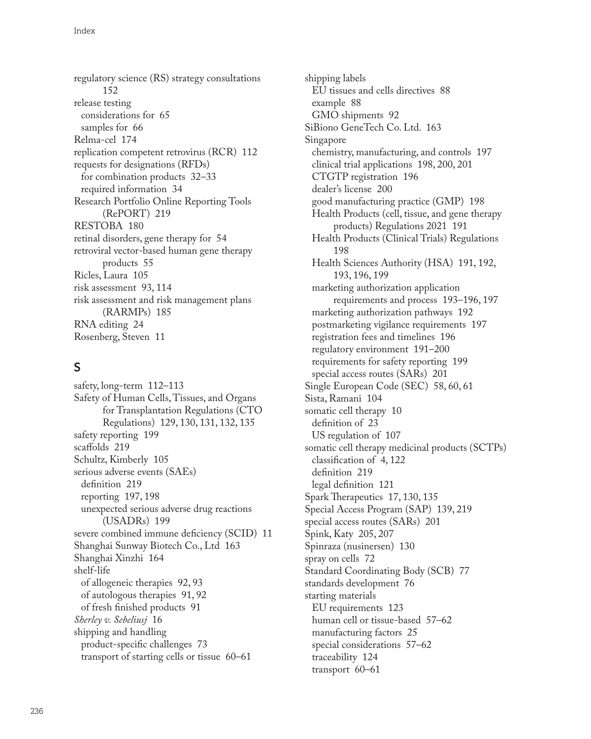regulatory science (RS) strategy consultations 152
release testing
  considerations for 65
  samples for 66
Relma-cel 174
replication competent retrovirus (RCR) 112
requests for designations (RFDs)
  for combination products 32–33
  required information 34
Research Portfolio Online Reporting Tools (RePORT) 219
RESTOBA 180
retinal disorders, gene therapy for 54
retroviral vector-based human gene therapy products 55
Ricles, Laura 105
risk assessment 93, 114
risk assessment and risk management plans (RARMPs) 185
RNA editing 24
Rosenberg, Steven 11

## S

safety, long-term 112–113
Safety of Human Cells, Tissues, and Organs for Transplantation Regulations (CTO Regulations) 129, 130, 131, 132, 135
safety reporting 199
scaffolds 219
Schultz, Kimberly 105
serious adverse events (SAEs)
  definition 219
  reporting 197, 198
  unexpected serious adverse drug reactions (USADRs) 199
severe combined immune deficiency (SCID) 11
Shanghai Sunway Biotech Co., Ltd 163
Shanghai Xinzhi 164
shelf-life
  of allogeneic therapies 92, 93
  of autologous therapies 91, 92
  of fresh finished products 91
*Sherley v. Sebeliusj* 16
shipping and handling
  product-specific challenges 73
  transport of starting cells or tissue 60–61
shipping labels
  EU tissues and cells directives 88
  example 88
  GMO shipments 92
SiBiono GeneTech Co. Ltd. 163
Singapore
  chemistry, manufacturing, and controls 197
  clinical trial applications 198, 200, 201
  CTGTP registration 196
  dealer's license 200
  good manufacturing practice (GMP) 198
  Health Products (cell, tissue, and gene therapy products) Regulations 2021 191
  Health Products (Clinical Trials) Regulations 198
  Health Sciences Authority (HSA) 191, 192, 193, 196, 199
  marketing authorization application requirements and process 193–196, 197
  marketing authorization pathways 192
  postmarketing vigilance requirements 197
  registration fees and timelines 196
  regulatory environment 191–200
  requirements for safety reporting 199
  special access routes (SARs) 201
Single European Code (SEC) 58, 60, 61
Sista, Ramani 104
somatic cell therapy 10
  definition of 23
  US regulation of 107
somatic cell therapy medicinal products (SCTPs)
  classification of 4, 122
  definition 219
  legal definition 121
Spark Therapeutics 17, 130, 135
Special Access Program (SAP) 139, 219
special access routes (SARs) 201
Spink, Katy 205, 207
Spinraza (nusinersen) 130
spray on cells 72
Standard Coordinating Body (SCB) 77
standards development 76
starting materials
  EU requirements 123
  human cell or tissue-based 57–62
  manufacturing factors 25
  special considerations 57–62
  traceability 124
  transport 60–61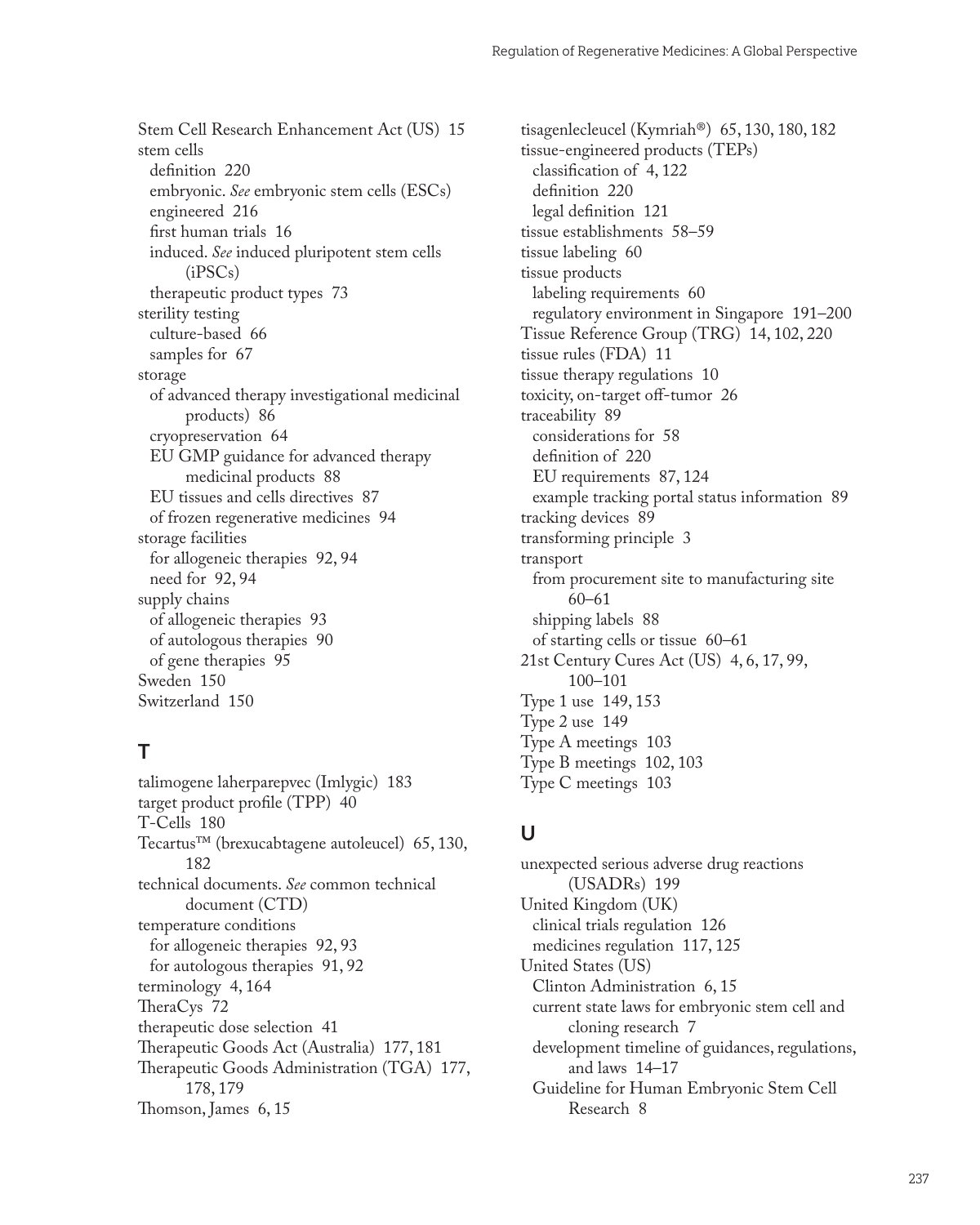Stem Cell Research Enhancement Act (US) 15
stem cells
  definition 220
  embryonic. *See* embryonic stem cells (ESCs)
  engineered 216
  first human trials 16
  induced. *See* induced pluripotent stem cells (iPSCs)
  therapeutic product types 73
sterility testing
  culture-based 66
  samples for 67
storage
  of advanced therapy investigational medicinal products) 86
  cryopreservation 64
  EU GMP guidance for advanced therapy medicinal products 88
  EU tissues and cells directives 87
  of frozen regenerative medicines 94
storage facilities
  for allogeneic therapies 92, 94
  need for 92, 94
supply chains
  of allogeneic therapies 93
  of autologous therapies 90
  of gene therapies 95
Sweden 150
Switzerland 150

## T

talimogene laherparepvec (Imlygic) 183
target product profile (TPP) 40
T-Cells 180
Tecartus™ (brexucabtagene autoleucel) 65, 130, 182
technical documents. *See* common technical document (CTD)
temperature conditions
  for allogeneic therapies 92, 93
  for autologous therapies 91, 92
terminology 4, 164
TheraCys 72
therapeutic dose selection 41
Therapeutic Goods Act (Australia) 177, 181
Therapeutic Goods Administration (TGA) 177, 178, 179
Thomson, James 6, 15
tisagenlecleucel (Kymriah®) 65, 130, 180, 182
tissue-engineered products (TEPs)
  classification of 4, 122
  definition 220
  legal definition 121
tissue establishments 58–59
tissue labeling 60
tissue products
  labeling requirements 60
  regulatory environment in Singapore 191–200
Tissue Reference Group (TRG) 14, 102, 220
tissue rules (FDA) 11
tissue therapy regulations 10
toxicity, on-target off-tumor 26
traceability 89
  considerations for 58
  definition of 220
  EU requirements 87, 124
  example tracking portal status information 89
tracking devices 89
transforming principle 3
transport
  from procurement site to manufacturing site 60–61
  shipping labels 88
  of starting cells or tissue 60–61
21st Century Cures Act (US) 4, 6, 17, 99, 100–101
Type 1 use 149, 153
Type 2 use 149
Type A meetings 103
Type B meetings 102, 103
Type C meetings 103

## U

unexpected serious adverse drug reactions (USADRs) 199
United Kingdom (UK)
  clinical trials regulation 126
  medicines regulation 117, 125
United States (US)
  Clinton Administration 6, 15
  current state laws for embryonic stem cell and cloning research 7
  development timeline of guidances, regulations, and laws 14–17
  Guideline for Human Embryonic Stem Cell Research 8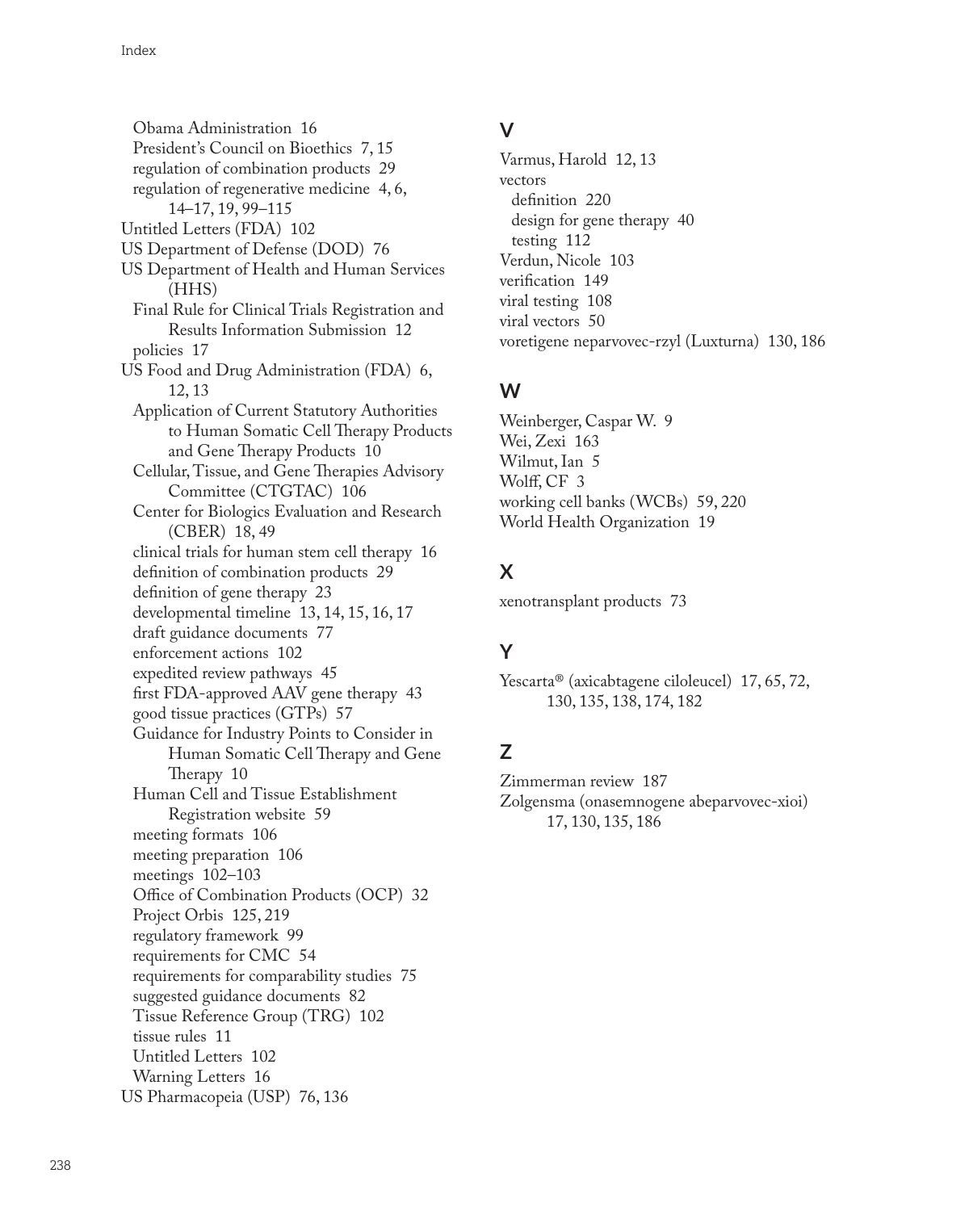Obama Administration 16
President's Council on Bioethics 7, 15
regulation of combination products 29
regulation of regenerative medicine 4, 6, 14–17, 19, 99–115

Untitled Letters (FDA) 102

US Department of Defense (DOD) 76

US Department of Health and Human Services (HHS)
Final Rule for Clinical Trials Registration and Results Information Submission 12
policies 17

US Food and Drug Administration (FDA) 6, 12, 13
Application of Current Statutory Authorities to Human Somatic Cell Therapy Products and Gene Therapy Products 10
Cellular, Tissue, and Gene Therapies Advisory Committee (CTGTAC) 106
Center for Biologics Evaluation and Research (CBER) 18, 49
clinical trials for human stem cell therapy 16
definition of combination products 29
definition of gene therapy 23
developmental timeline 13, 14, 15, 16, 17
draft guidance documents 77
enforcement actions 102
expedited review pathways 45
first FDA-approved AAV gene therapy 43
good tissue practices (GTPs) 57
Guidance for Industry Points to Consider in Human Somatic Cell Therapy and Gene Therapy 10
Human Cell and Tissue Establishment Registration website 59
meeting formats 106
meeting preparation 106
meetings 102–103
Office of Combination Products (OCP) 32
Project Orbis 125, 219
regulatory framework 99
requirements for CMC 54
requirements for comparability studies 75
suggested guidance documents 82
Tissue Reference Group (TRG) 102
tissue rules 11
Untitled Letters 102
Warning Letters 16

US Pharmacopeia (USP) 76, 136

## V

Varmus, Harold 12, 13

vectors
definition 220
design for gene therapy 40
testing 112

Verdun, Nicole 103

verification 149

viral testing 108

viral vectors 50

voretigene neparvovec-rzyl (Luxturna) 130, 186

## W

Weinberger, Caspar W. 9

Wei, Zexi 163

Wilmut, Ian 5

Wolff, CF 3

working cell banks (WCBs) 59, 220

World Health Organization 19

## X

xenotransplant products 73

## Y

Yescarta® (axicabtagene ciloleucel) 17, 65, 72, 130, 135, 138, 174, 182

## Z

Zimmerman review 187

Zolgensma (onasemnogene abeparvovec-xioi) 17, 130, 135, 186